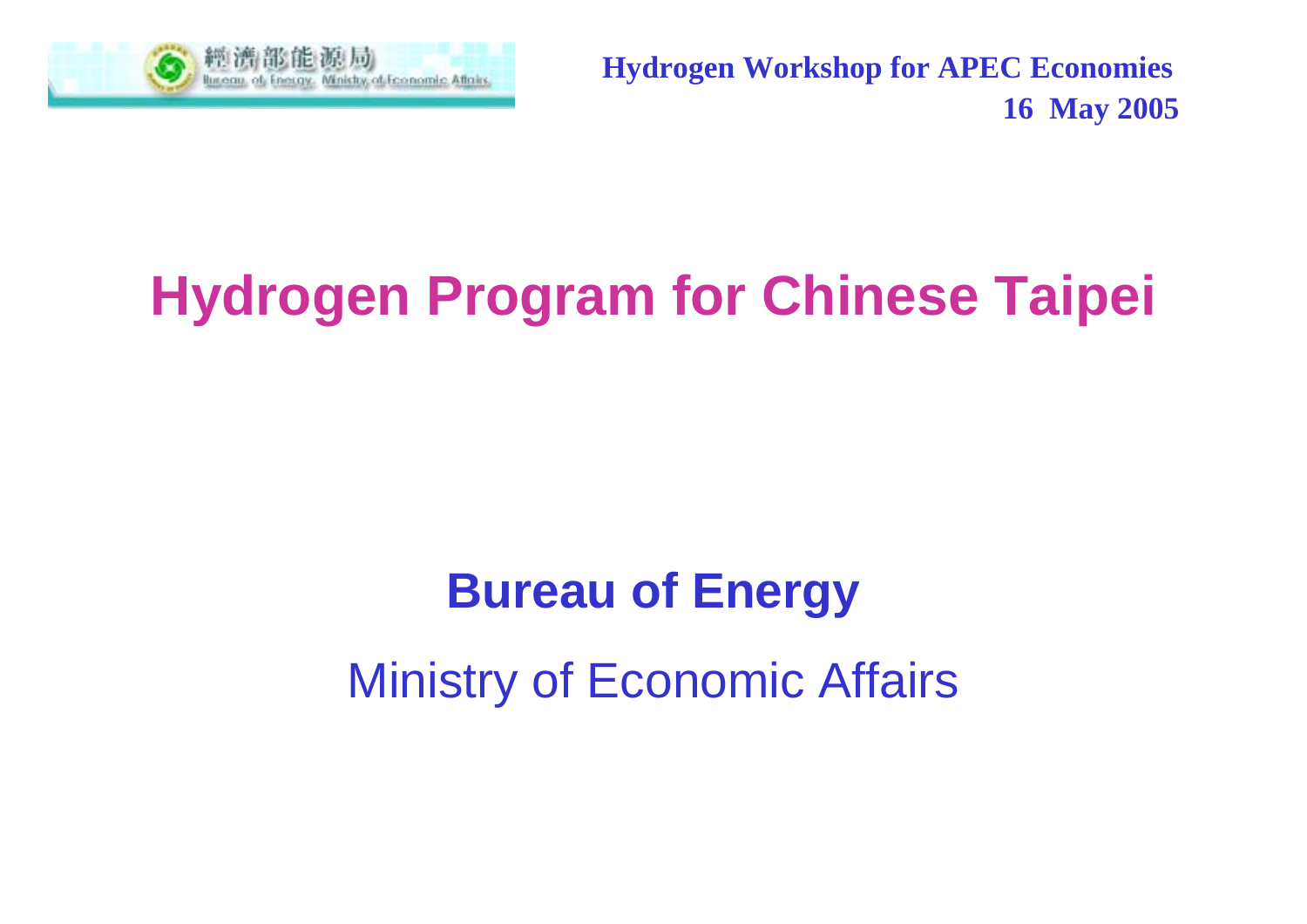經濟部能源局 Bureau of Energy, Ministry of Economic Affairs

**Hydrogen Workshop for APEC Economies**
**16 May 2005**

# Hydrogen Program for Chinese Taipei

**Bureau of Energy**

Ministry of Economic Affairs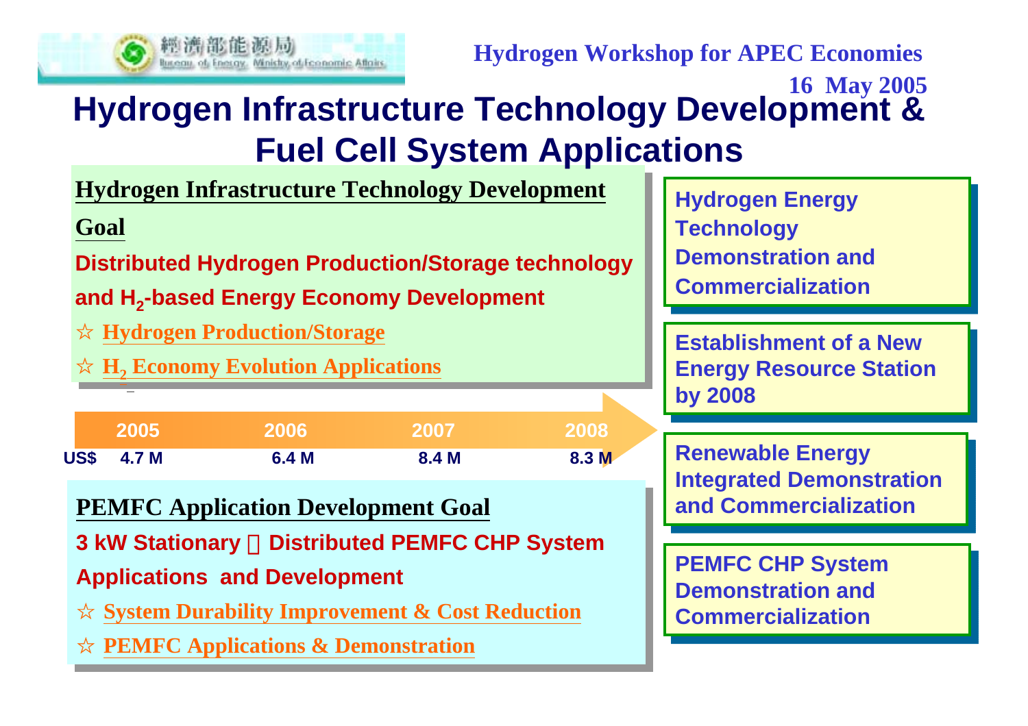# Hydrogen Infrastructure Technology Development & Fuel Cell System Applications

**Hydrogen Infrastructure Technology Development**

**Goal**

**Distributed Hydrogen Production/Storage technology and $H_2$-based Energy Economy Development**

- ☆ Hydrogen Production/Storage
- ☆ $H_2$ Economy Evolution Applications

| | 2005 | 2006 | 2007 | 2008 |
|---|---|---|---|---|
| US$ | 4.7 M | 6.4 M | 8.4 M | 8.3 M |

**PEMFC Application Development Goal**

**3 kW Stationary  Distributed PEMFC CHP System Applications and Development**

- ☆ System Durability Improvement & Cost Reduction
- ☆ PEMFC Applications & Demonstration

**Hydrogen Energy Technology Demonstration and Commercialization**

**Establishment of a New Energy Resource Station by 2008**

**Renewable Energy Integrated Demonstration and Commercialization**

**PEMFC CHP System Demonstration and Commercialization**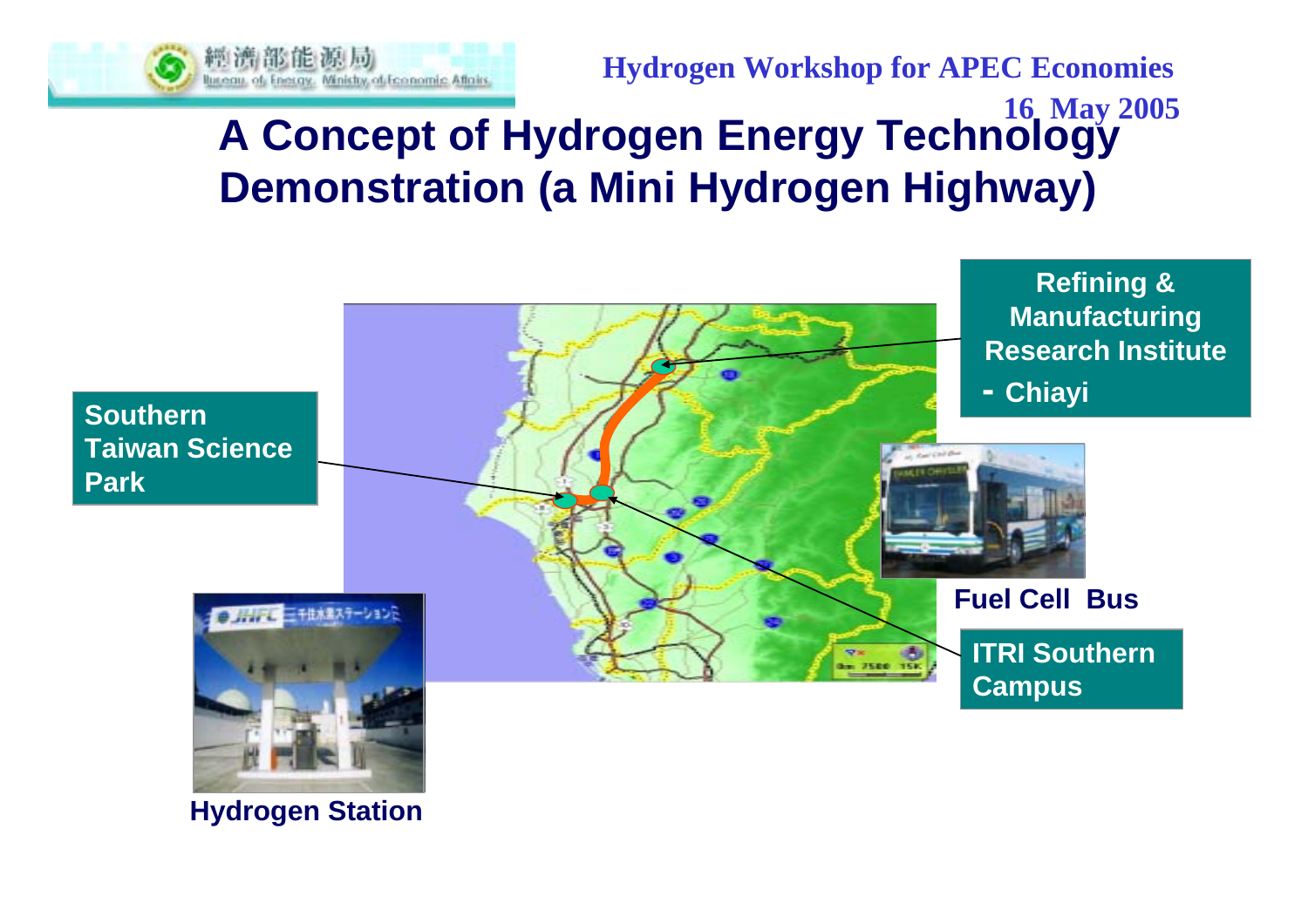# A Concept of Hydrogen Energy Technology Demonstration (a Mini Hydrogen Highway)

**Refining & Manufacturing Research Institute - Chiayi**

**Southern Taiwan Science Park**

**Fuel Cell Bus**

**ITRI Southern Campus**

**Hydrogen Station**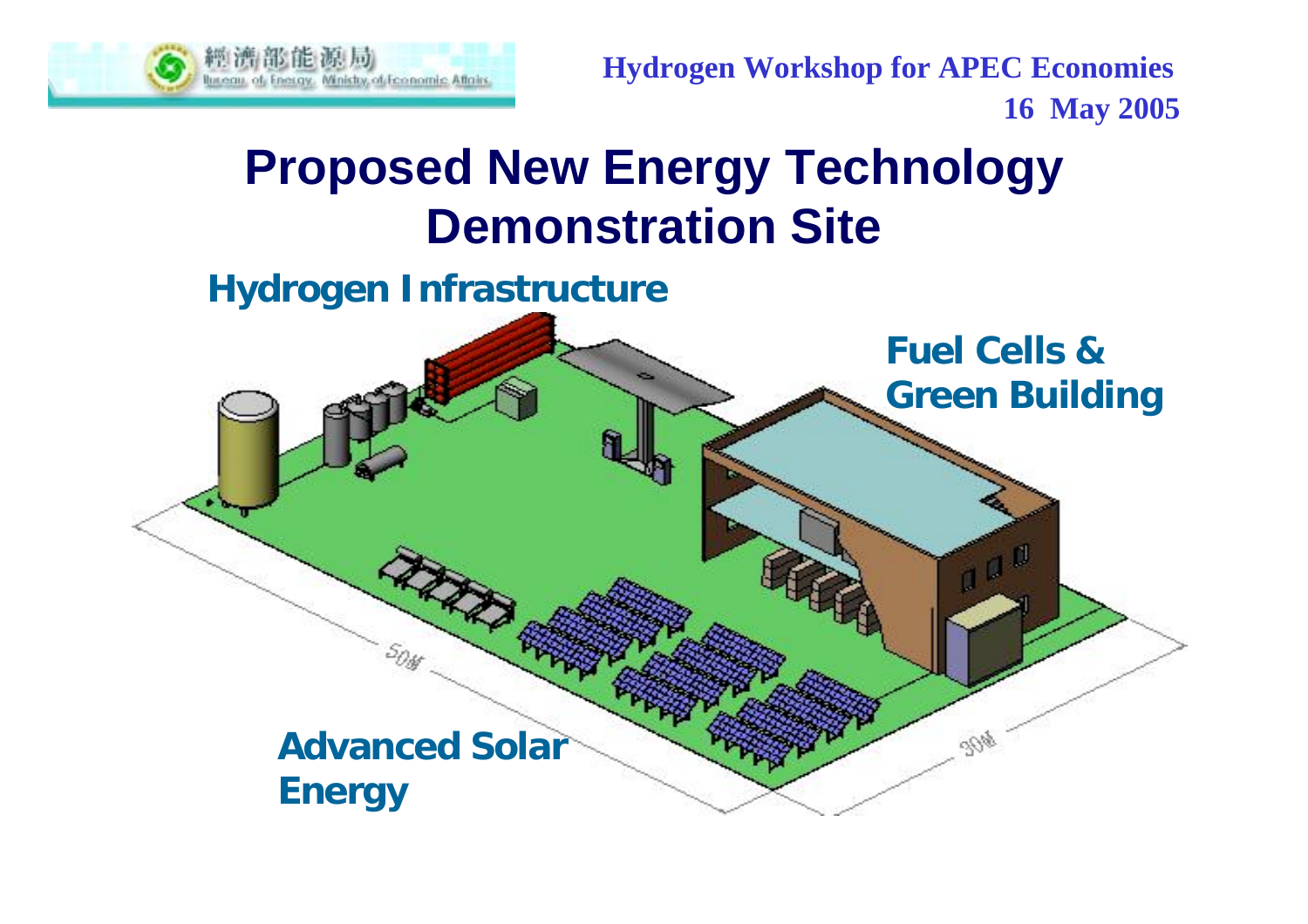# Proposed New Energy Technology Demonstration Site

**Hydrogen Infrastructure**

**Fuel Cells & Green Building**

**Advanced Solar Energy**

50M

30M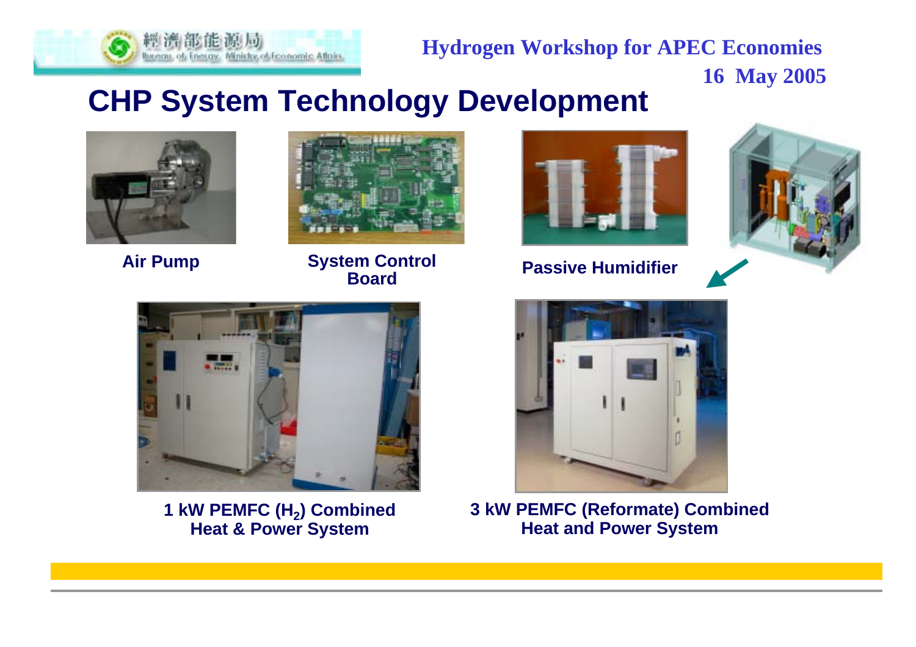# CHP System Technology Development

Air Pump

System Control Board

Passive Humidifier

1 kW PEMFC ($H_2$) Combined Heat & Power System

3 kW PEMFC (Reformate) Combined Heat and Power System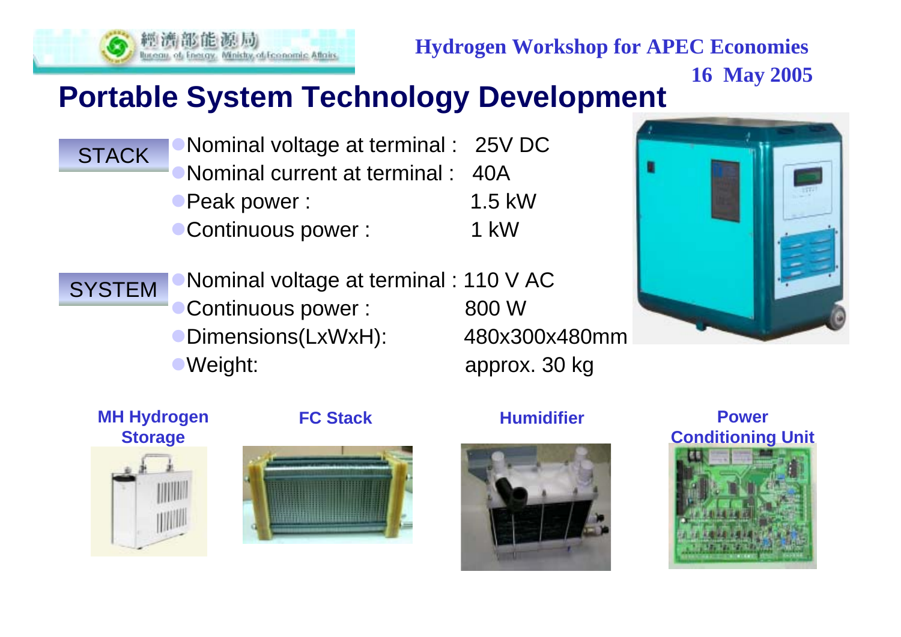# Portable System Technology Development

**STACK**

- Nominal voltage at terminal : 25V DC
- Nominal current at terminal : 40A
- Peak power : 1.5 kW
- Continuous power : 1 kW

**SYSTEM**

- Nominal voltage at terminal : 110 V AC
- Continuous power : 800 W
- Dimensions(LxWxH): 480x300x480mm
- Weight: approx. 30 kg

**MH Hydrogen Storage**

**FC Stack**

**Humidifier**

**Power Conditioning Unit**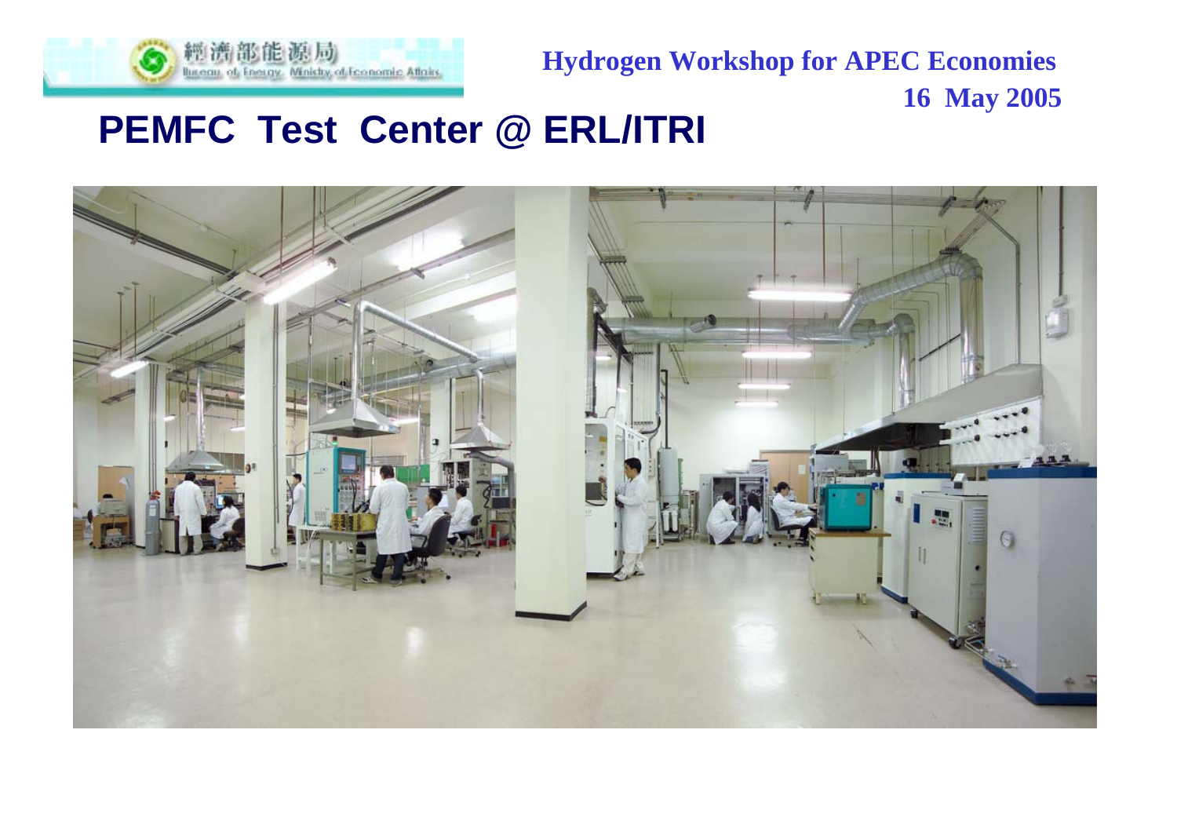# PEMFC Test Center @ ERL/ITRI